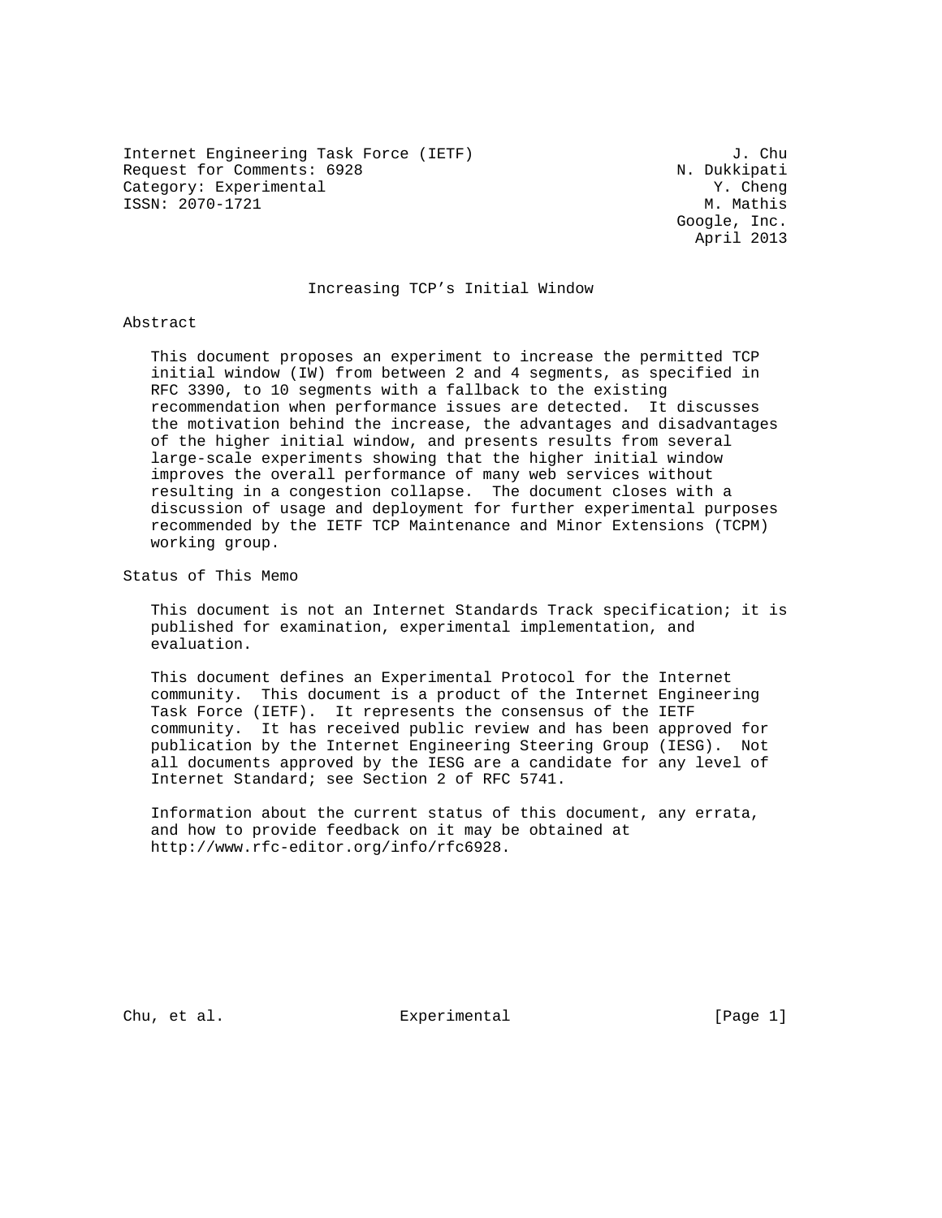Internet Engineering Task Force (IETF) J. Chu
Request for Comments: 6928 N. Dukkipati
Category: Experimental Y. Cheng
ISSN: 2070-1721 M. Mathis
Google, Inc.
April 2013

# Increasing TCP's Initial Window

## Abstract

This document proposes an experiment to increase the permitted TCP initial window (IW) from between 2 and 4 segments, as specified in RFC 3390, to 10 segments with a fallback to the existing recommendation when performance issues are detected. It discusses the motivation behind the increase, the advantages and disadvantages of the higher initial window, and presents results from several large-scale experiments showing that the higher initial window improves the overall performance of many web services without resulting in a congestion collapse. The document closes with a discussion of usage and deployment for further experimental purposes recommended by the IETF TCP Maintenance and Minor Extensions (TCPM) working group.

## Status of This Memo

This document is not an Internet Standards Track specification; it is published for examination, experimental implementation, and evaluation.

This document defines an Experimental Protocol for the Internet community. This document is a product of the Internet Engineering Task Force (IETF). It represents the consensus of the IETF community. It has received public review and has been approved for publication by the Internet Engineering Steering Group (IESG). Not all documents approved by the IESG are a candidate for any level of Internet Standard; see Section 2 of RFC 5741.

Information about the current status of this document, any errata, and how to provide feedback on it may be obtained at http://www.rfc-editor.org/info/rfc6928.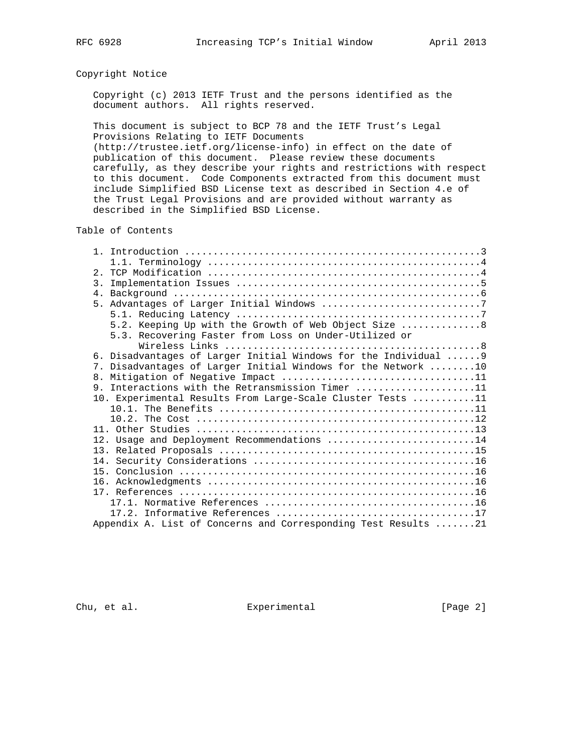## Copyright Notice

Copyright (c) 2013 IETF Trust and the persons identified as the document authors. All rights reserved.

This document is subject to BCP 78 and the IETF Trust's Legal Provisions Relating to IETF Documents (http://trustee.ietf.org/license-info) in effect on the date of publication of this document. Please review these documents carefully, as they describe your rights and restrictions with respect to this document. Code Components extracted from this document must include Simplified BSD License text as described in Section 4.e of the Trust Legal Provisions and are provided without warranty as described in the Simplified BSD License.

## Table of Contents

```
   1. Introduction ....................................................3
      1.1. Terminology ................................................4
   2. TCP Modification ................................................4
   3. Implementation Issues ...........................................5
   4. Background ......................................................6
   5. Advantages of Larger Initial Windows ............................7
      5.1. Reducing Latency ...........................................7
      5.2. Keeping Up with the Growth of Web Object Size ..............8
      5.3. Recovering Faster from Loss on Under-Utilized or
           Wireless Links .............................................8
   6. Disadvantages of Larger Initial Windows for the Individual ......9
   7. Disadvantages of Larger Initial Windows for the Network ........10
   8. Mitigation of Negative Impact ..................................11
   9. Interactions with the Retransmission Timer .....................11
   10. Experimental Results From Large-Scale Cluster Tests ...........11
      10.1. The Benefits .............................................11
      10.2. The Cost .................................................12
   11. Other Studies .................................................13
   12. Usage and Deployment Recommendations ..........................14
   13. Related Proposals .............................................15
   14. Security Considerations .......................................16
   15. Conclusion ....................................................16
   16. Acknowledgments ...............................................16
   17. References ....................................................16
      17.1. Normative References .....................................16
      17.2. Informative References ...................................17
   Appendix A. List of Concerns and Corresponding Test Results .......21
```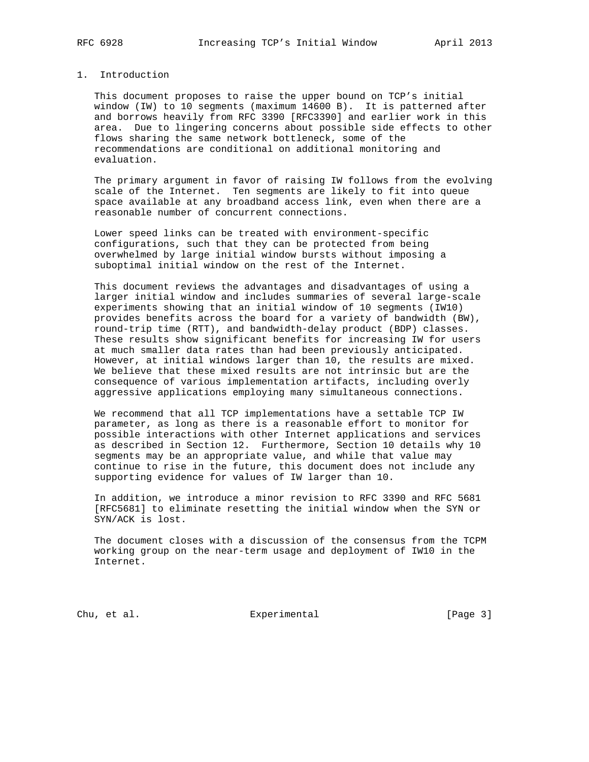# 1. Introduction

This document proposes to raise the upper bound on TCP's initial window (IW) to 10 segments (maximum 14600 B). It is patterned after and borrows heavily from RFC 3390 [RFC3390] and earlier work in this area. Due to lingering concerns about possible side effects to other flows sharing the same network bottleneck, some of the recommendations are conditional on additional monitoring and evaluation.

The primary argument in favor of raising IW follows from the evolving scale of the Internet. Ten segments are likely to fit into queue space available at any broadband access link, even when there are a reasonable number of concurrent connections.

Lower speed links can be treated with environment-specific configurations, such that they can be protected from being overwhelmed by large initial window bursts without imposing a suboptimal initial window on the rest of the Internet.

This document reviews the advantages and disadvantages of using a larger initial window and includes summaries of several large-scale experiments showing that an initial window of 10 segments (IW10) provides benefits across the board for a variety of bandwidth (BW), round-trip time (RTT), and bandwidth-delay product (BDP) classes. These results show significant benefits for increasing IW for users at much smaller data rates than had been previously anticipated. However, at initial windows larger than 10, the results are mixed. We believe that these mixed results are not intrinsic but are the consequence of various implementation artifacts, including overly aggressive applications employing many simultaneous connections.

We recommend that all TCP implementations have a settable TCP IW parameter, as long as there is a reasonable effort to monitor for possible interactions with other Internet applications and services as described in Section 12. Furthermore, Section 10 details why 10 segments may be an appropriate value, and while that value may continue to rise in the future, this document does not include any supporting evidence for values of IW larger than 10.

In addition, we introduce a minor revision to RFC 3390 and RFC 5681 [RFC5681] to eliminate resetting the initial window when the SYN or SYN/ACK is lost.

The document closes with a discussion of the consensus from the TCPM working group on the near-term usage and deployment of IW10 in the Internet.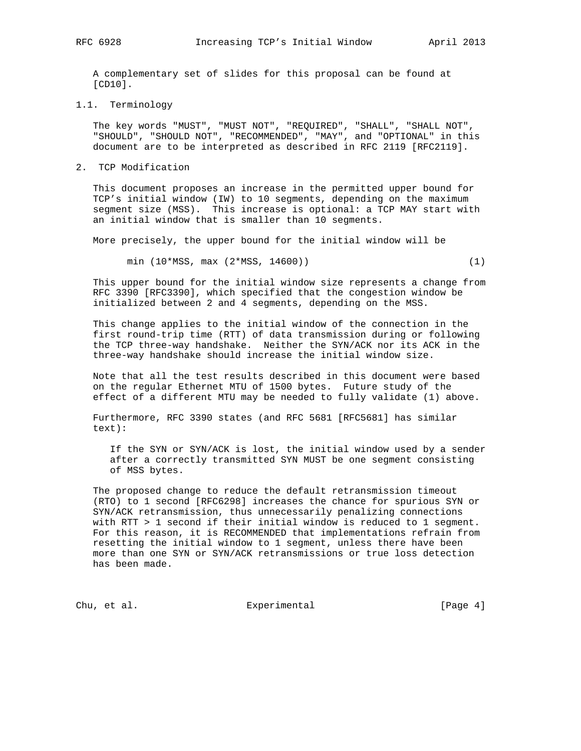A complementary set of slides for this proposal can be found at [CD10].

### 1.1. Terminology

The key words "MUST", "MUST NOT", "REQUIRED", "SHALL", "SHALL NOT", "SHOULD", "SHOULD NOT", "RECOMMENDED", "MAY", and "OPTIONAL" in this document are to be interpreted as described in RFC 2119 [RFC2119].

## 2. TCP Modification

This document proposes an increase in the permitted upper bound for TCP's initial window (IW) to 10 segments, depending on the maximum segment size (MSS). This increase is optional: a TCP MAY start with an initial window that is smaller than 10 segments.

More precisely, the upper bound for the initial window will be

$$\min(10*MSS, \max(2*MSS, 14600)) \qquad (1)$$

This upper bound for the initial window size represents a change from RFC 3390 [RFC3390], which specified that the congestion window be initialized between 2 and 4 segments, depending on the MSS.

This change applies to the initial window of the connection in the first round-trip time (RTT) of data transmission during or following the TCP three-way handshake. Neither the SYN/ACK nor its ACK in the three-way handshake should increase the initial window size.

Note that all the test results described in this document were based on the regular Ethernet MTU of 1500 bytes. Future study of the effect of a different MTU may be needed to fully validate (1) above.

Furthermore, RFC 3390 states (and RFC 5681 [RFC5681] has similar text):

> If the SYN or SYN/ACK is lost, the initial window used by a sender after a correctly transmitted SYN MUST be one segment consisting of MSS bytes.

The proposed change to reduce the default retransmission timeout (RTO) to 1 second [RFC6298] increases the chance for spurious SYN or SYN/ACK retransmission, thus unnecessarily penalizing connections with RTT > 1 second if their initial window is reduced to 1 segment. For this reason, it is RECOMMENDED that implementations refrain from resetting the initial window to 1 segment, unless there have been more than one SYN or SYN/ACK retransmissions or true loss detection has been made.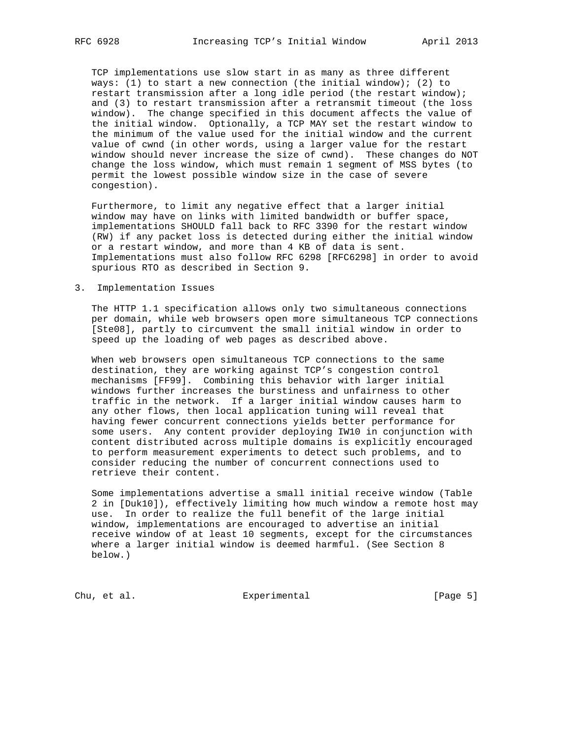TCP implementations use slow start in as many as three different ways: (1) to start a new connection (the initial window); (2) to restart transmission after a long idle period (the restart window); and (3) to restart transmission after a retransmit timeout (the loss window). The change specified in this document affects the value of the initial window. Optionally, a TCP MAY set the restart window to the minimum of the value used for the initial window and the current value of cwnd (in other words, using a larger value for the restart window should never increase the size of cwnd). These changes do NOT change the loss window, which must remain 1 segment of MSS bytes (to permit the lowest possible window size in the case of severe congestion).

Furthermore, to limit any negative effect that a larger initial window may have on links with limited bandwidth or buffer space, implementations SHOULD fall back to RFC 3390 for the restart window (RW) if any packet loss is detected during either the initial window or a restart window, and more than 4 KB of data is sent. Implementations must also follow RFC 6298 [RFC6298] in order to avoid spurious RTO as described in Section 9.

## 3. Implementation Issues

The HTTP 1.1 specification allows only two simultaneous connections per domain, while web browsers open more simultaneous TCP connections [Ste08], partly to circumvent the small initial window in order to speed up the loading of web pages as described above.

When web browsers open simultaneous TCP connections to the same destination, they are working against TCP's congestion control mechanisms [FF99]. Combining this behavior with larger initial windows further increases the burstiness and unfairness to other traffic in the network. If a larger initial window causes harm to any other flows, then local application tuning will reveal that having fewer concurrent connections yields better performance for some users. Any content provider deploying IW10 in conjunction with content distributed across multiple domains is explicitly encouraged to perform measurement experiments to detect such problems, and to consider reducing the number of concurrent connections used to retrieve their content.

Some implementations advertise a small initial receive window (Table 2 in [Duk10]), effectively limiting how much window a remote host may use. In order to realize the full benefit of the large initial window, implementations are encouraged to advertise an initial receive window of at least 10 segments, except for the circumstances where a larger initial window is deemed harmful. (See Section 8 below.)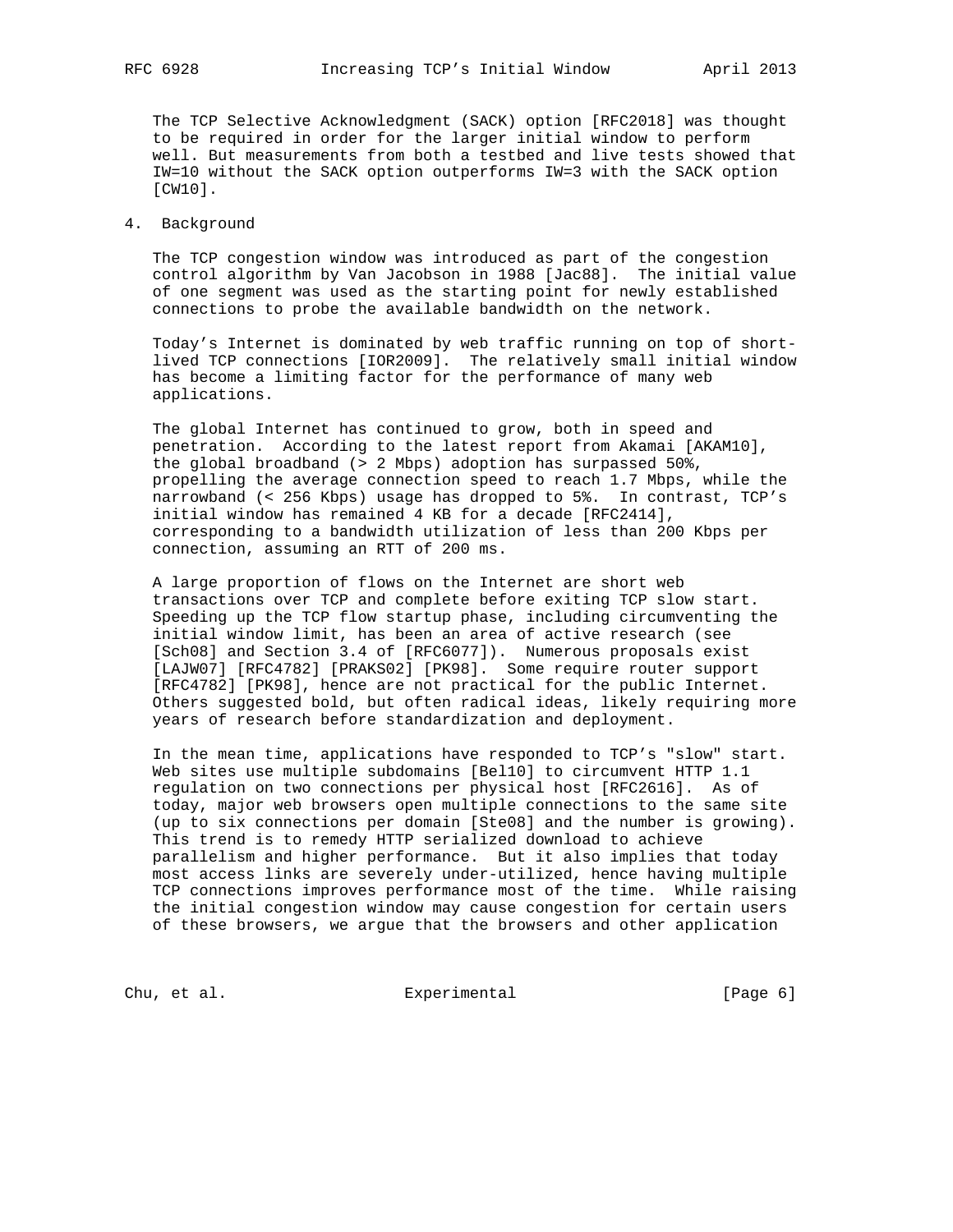The TCP Selective Acknowledgment (SACK) option [RFC2018] was thought to be required in order for the larger initial window to perform well. But measurements from both a testbed and live tests showed that IW=10 without the SACK option outperforms IW=3 with the SACK option [CW10].

## 4. Background

The TCP congestion window was introduced as part of the congestion control algorithm by Van Jacobson in 1988 [Jac88]. The initial value of one segment was used as the starting point for newly established connections to probe the available bandwidth on the network.

Today's Internet is dominated by web traffic running on top of short-lived TCP connections [IOR2009]. The relatively small initial window has become a limiting factor for the performance of many web applications.

The global Internet has continued to grow, both in speed and penetration. According to the latest report from Akamai [AKAM10], the global broadband (> 2 Mbps) adoption has surpassed 50%, propelling the average connection speed to reach 1.7 Mbps, while the narrowband (< 256 Kbps) usage has dropped to 5%. In contrast, TCP's initial window has remained 4 KB for a decade [RFC2414], corresponding to a bandwidth utilization of less than 200 Kbps per connection, assuming an RTT of 200 ms.

A large proportion of flows on the Internet are short web transactions over TCP and complete before exiting TCP slow start. Speeding up the TCP flow startup phase, including circumventing the initial window limit, has been an area of active research (see [Sch08] and Section 3.4 of [RFC6077]). Numerous proposals exist [LAJW07] [RFC4782] [PRAKS02] [PK98]. Some require router support [RFC4782] [PK98], hence are not practical for the public Internet. Others suggested bold, but often radical ideas, likely requiring more years of research before standardization and deployment.

In the mean time, applications have responded to TCP's "slow" start. Web sites use multiple subdomains [Bel10] to circumvent HTTP 1.1 regulation on two connections per physical host [RFC2616]. As of today, major web browsers open multiple connections to the same site (up to six connections per domain [Ste08] and the number is growing). This trend is to remedy HTTP serialized download to achieve parallelism and higher performance. But it also implies that today most access links are severely under-utilized, hence having multiple TCP connections improves performance most of the time. While raising the initial congestion window may cause congestion for certain users of these browsers, we argue that the browsers and other application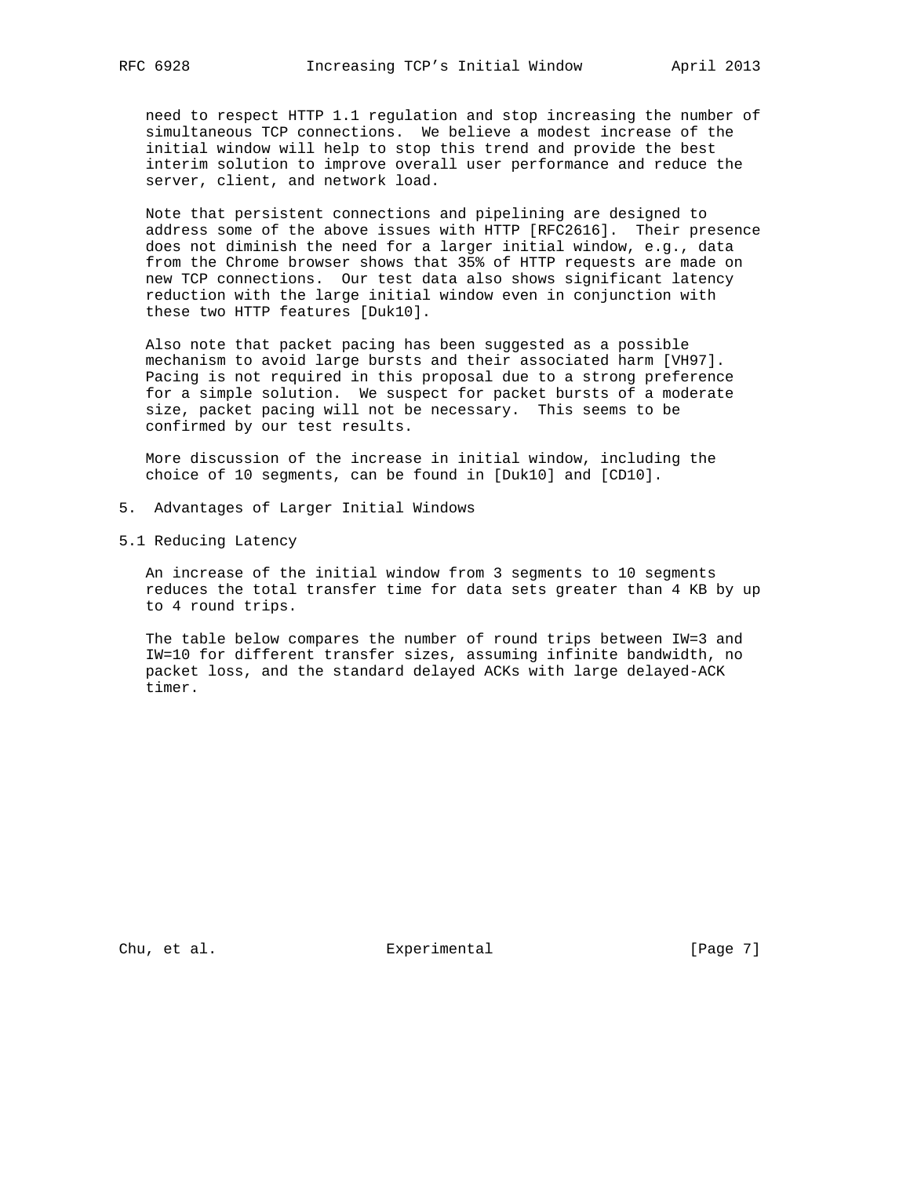need to respect HTTP 1.1 regulation and stop increasing the number of simultaneous TCP connections. We believe a modest increase of the initial window will help to stop this trend and provide the best interim solution to improve overall user performance and reduce the server, client, and network load.

Note that persistent connections and pipelining are designed to address some of the above issues with HTTP [RFC2616]. Their presence does not diminish the need for a larger initial window, e.g., data from the Chrome browser shows that 35% of HTTP requests are made on new TCP connections. Our test data also shows significant latency reduction with the large initial window even in conjunction with these two HTTP features [Duk10].

Also note that packet pacing has been suggested as a possible mechanism to avoid large bursts and their associated harm [VH97]. Pacing is not required in this proposal due to a strong preference for a simple solution. We suspect for packet bursts of a moderate size, packet pacing will not be necessary. This seems to be confirmed by our test results.

More discussion of the increase in initial window, including the choice of 10 segments, can be found in [Duk10] and [CD10].

## 5. Advantages of Larger Initial Windows

### 5.1 Reducing Latency

An increase of the initial window from 3 segments to 10 segments reduces the total transfer time for data sets greater than 4 KB by up to 4 round trips.

The table below compares the number of round trips between IW=3 and IW=10 for different transfer sizes, assuming infinite bandwidth, no packet loss, and the standard delayed ACKs with large delayed-ACK timer.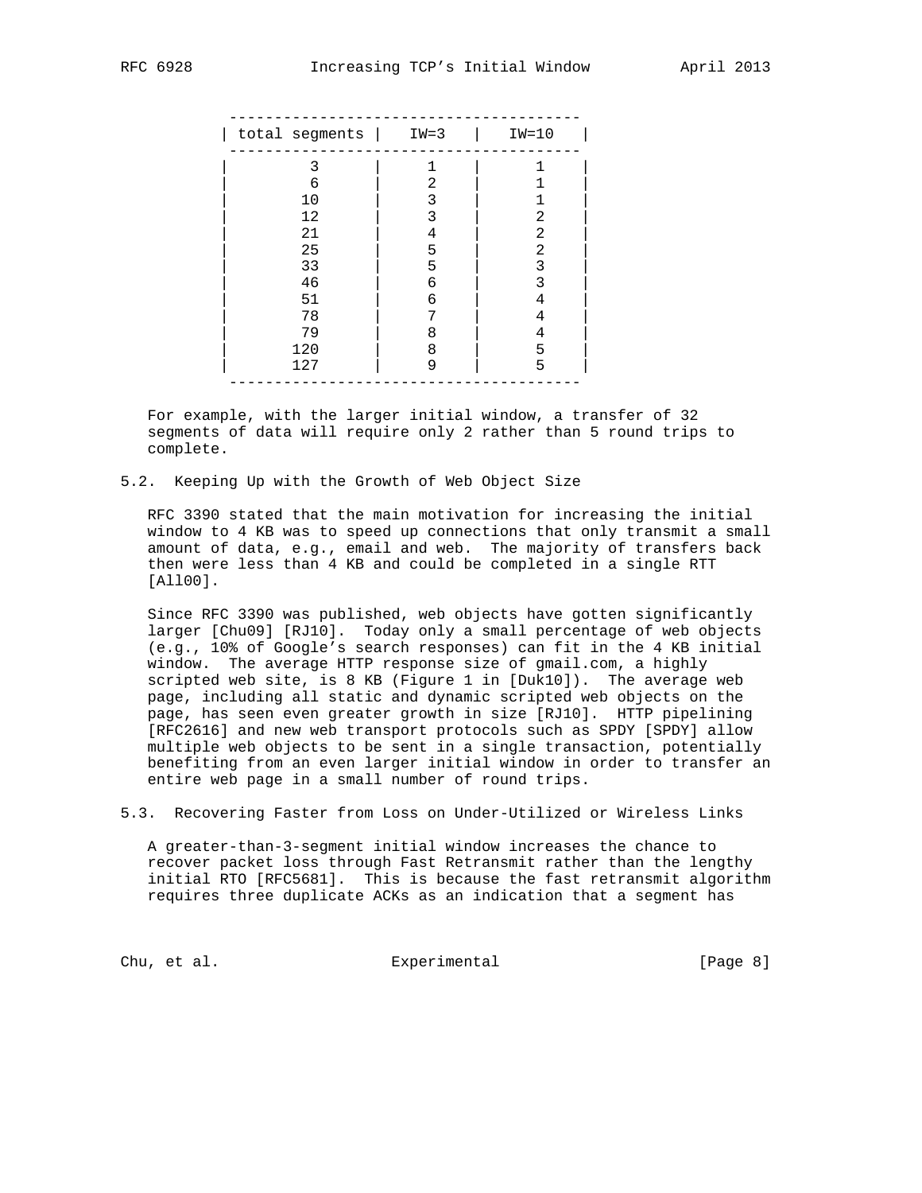| total segments | IW=3 | IW=10 |
|---|---|---|
| 3 | 1 | 1 |
| 6 | 2 | 1 |
| 10 | 3 | 1 |
| 12 | 3 | 2 |
| 21 | 4 | 2 |
| 25 | 5 | 2 |
| 33 | 5 | 3 |
| 46 | 6 | 3 |
| 51 | 6 | 4 |
| 78 | 7 | 4 |
| 79 | 8 | 4 |
| 120 | 8 | 5 |
| 127 | 9 | 5 |

For example, with the larger initial window, a transfer of 32 segments of data will require only 2 rather than 5 round trips to complete.

### 5.2. Keeping Up with the Growth of Web Object Size

RFC 3390 stated that the main motivation for increasing the initial window to 4 KB was to speed up connections that only transmit a small amount of data, e.g., email and web. The majority of transfers back then were less than 4 KB and could be completed in a single RTT [All00].

Since RFC 3390 was published, web objects have gotten significantly larger [Chu09] [RJ10]. Today only a small percentage of web objects (e.g., 10% of Google's search responses) can fit in the 4 KB initial window. The average HTTP response size of gmail.com, a highly scripted web site, is 8 KB (Figure 1 in [Duk10]). The average web page, including all static and dynamic scripted web objects on the page, has seen even greater growth in size [RJ10]. HTTP pipelining [RFC2616] and new web transport protocols such as SPDY [SPDY] allow multiple web objects to be sent in a single transaction, potentially benefiting from an even larger initial window in order to transfer an entire web page in a small number of round trips.

### 5.3. Recovering Faster from Loss on Under-Utilized or Wireless Links

A greater-than-3-segment initial window increases the chance to recover packet loss through Fast Retransmit rather than the lengthy initial RTO [RFC5681]. This is because the fast retransmit algorithm requires three duplicate ACKs as an indication that a segment has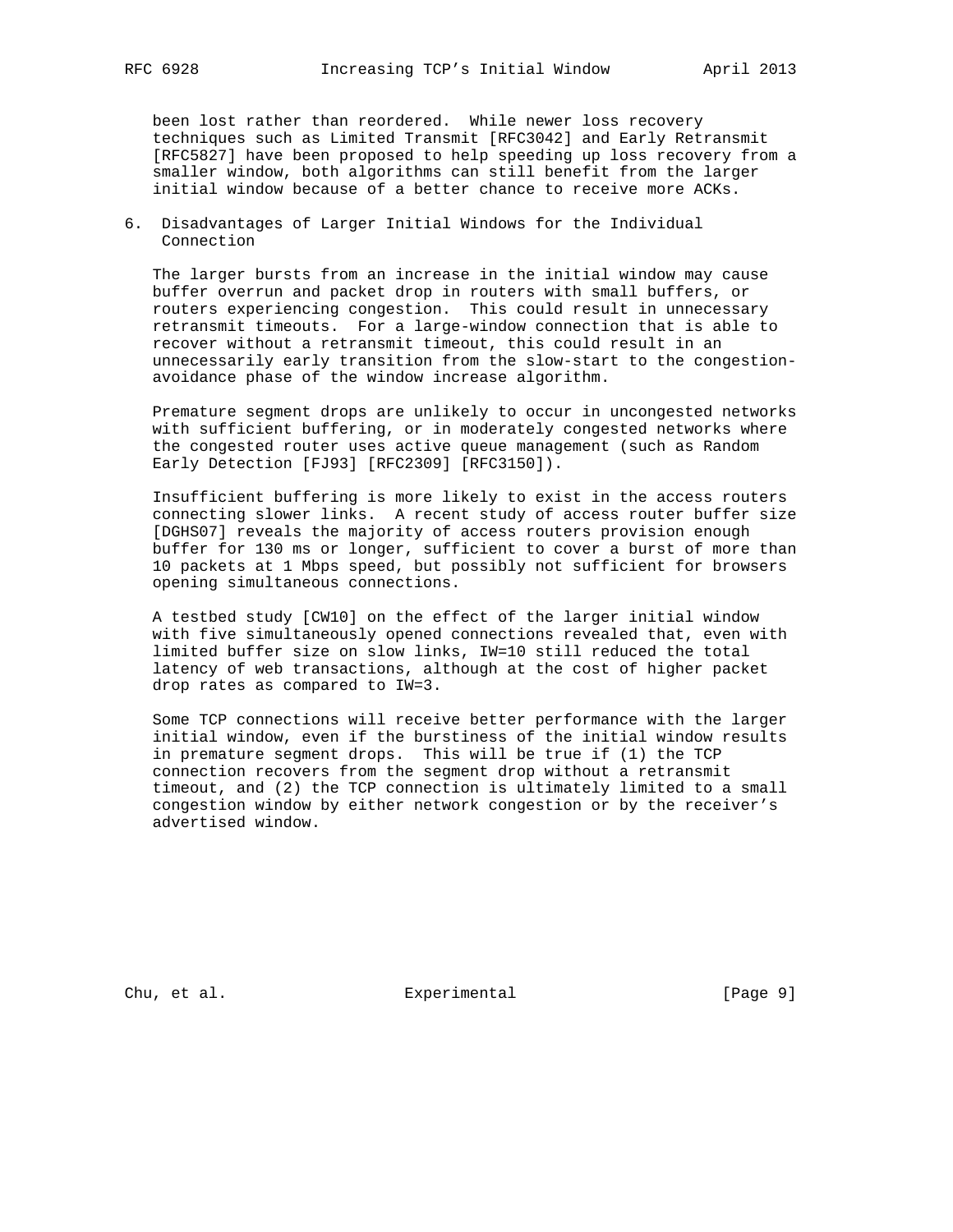been lost rather than reordered. While newer loss recovery techniques such as Limited Transmit [RFC3042] and Early Retransmit [RFC5827] have been proposed to help speeding up loss recovery from a smaller window, both algorithms can still benefit from the larger initial window because of a better chance to receive more ACKs.

## 6. Disadvantages of Larger Initial Windows for the Individual Connection

The larger bursts from an increase in the initial window may cause buffer overrun and packet drop in routers with small buffers, or routers experiencing congestion. This could result in unnecessary retransmit timeouts. For a large-window connection that is able to recover without a retransmit timeout, this could result in an unnecessarily early transition from the slow-start to the congestion-avoidance phase of the window increase algorithm.

Premature segment drops are unlikely to occur in uncongested networks with sufficient buffering, or in moderately congested networks where the congested router uses active queue management (such as Random Early Detection [FJ93] [RFC2309] [RFC3150]).

Insufficient buffering is more likely to exist in the access routers connecting slower links. A recent study of access router buffer size [DGHS07] reveals the majority of access routers provision enough buffer for 130 ms or longer, sufficient to cover a burst of more than 10 packets at 1 Mbps speed, but possibly not sufficient for browsers opening simultaneous connections.

A testbed study [CW10] on the effect of the larger initial window with five simultaneously opened connections revealed that, even with limited buffer size on slow links, IW=10 still reduced the total latency of web transactions, although at the cost of higher packet drop rates as compared to IW=3.

Some TCP connections will receive better performance with the larger initial window, even if the burstiness of the initial window results in premature segment drops. This will be true if (1) the TCP connection recovers from the segment drop without a retransmit timeout, and (2) the TCP connection is ultimately limited to a small congestion window by either network congestion or by the receiver's advertised window.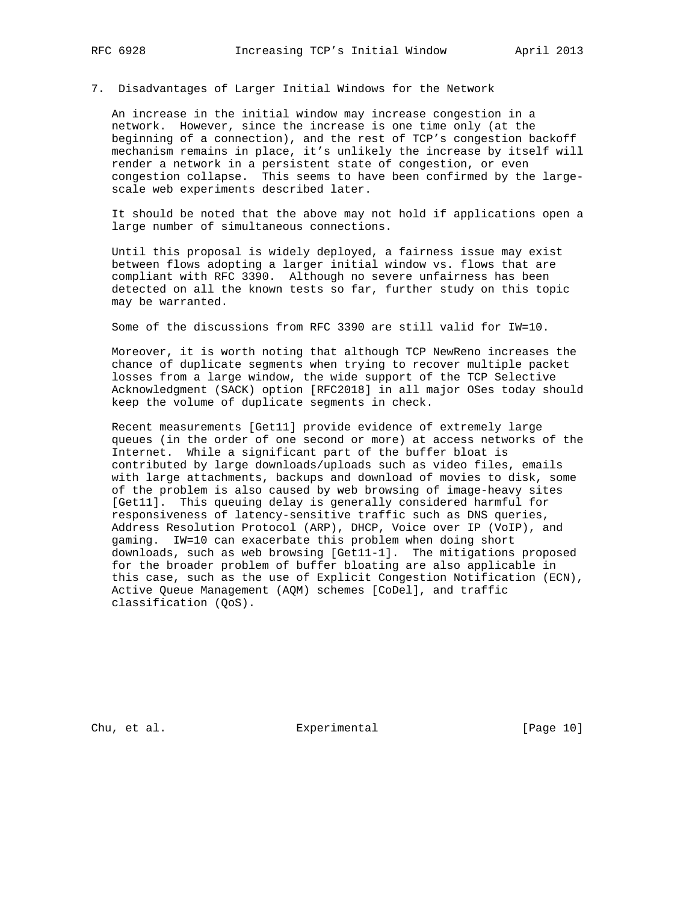## 7. Disadvantages of Larger Initial Windows for the Network

An increase in the initial window may increase congestion in a network. However, since the increase is one time only (at the beginning of a connection), and the rest of TCP's congestion backoff mechanism remains in place, it's unlikely the increase by itself will render a network in a persistent state of congestion, or even congestion collapse. This seems to have been confirmed by the large-scale web experiments described later.

It should be noted that the above may not hold if applications open a large number of simultaneous connections.

Until this proposal is widely deployed, a fairness issue may exist between flows adopting a larger initial window vs. flows that are compliant with RFC 3390. Although no severe unfairness has been detected on all the known tests so far, further study on this topic may be warranted.

Some of the discussions from RFC 3390 are still valid for IW=10.

Moreover, it is worth noting that although TCP NewReno increases the chance of duplicate segments when trying to recover multiple packet losses from a large window, the wide support of the TCP Selective Acknowledgment (SACK) option [RFC2018] in all major OSes today should keep the volume of duplicate segments in check.

Recent measurements [Get11] provide evidence of extremely large queues (in the order of one second or more) at access networks of the Internet. While a significant part of the buffer bloat is contributed by large downloads/uploads such as video files, emails with large attachments, backups and download of movies to disk, some of the problem is also caused by web browsing of image-heavy sites [Get11]. This queuing delay is generally considered harmful for responsiveness of latency-sensitive traffic such as DNS queries, Address Resolution Protocol (ARP), DHCP, Voice over IP (VoIP), and gaming. IW=10 can exacerbate this problem when doing short downloads, such as web browsing [Get11-1]. The mitigations proposed for the broader problem of buffer bloating are also applicable in this case, such as the use of Explicit Congestion Notification (ECN), Active Queue Management (AQM) schemes [CoDel], and traffic classification (QoS).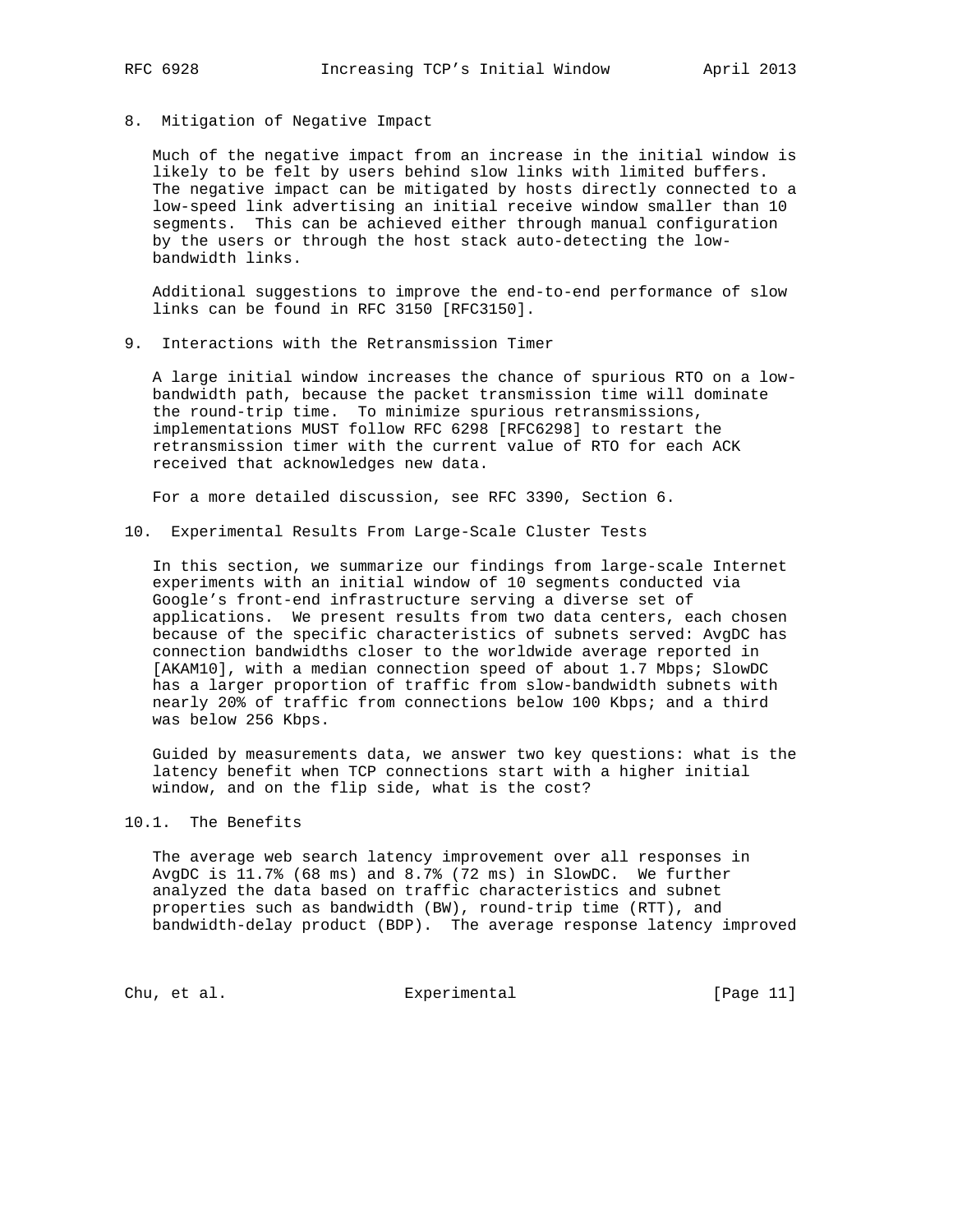## 8. Mitigation of Negative Impact

Much of the negative impact from an increase in the initial window is likely to be felt by users behind slow links with limited buffers. The negative impact can be mitigated by hosts directly connected to a low-speed link advertising an initial receive window smaller than 10 segments. This can be achieved either through manual configuration by the users or through the host stack auto-detecting the low-bandwidth links.

Additional suggestions to improve the end-to-end performance of slow links can be found in RFC 3150 [RFC3150].

## 9. Interactions with the Retransmission Timer

A large initial window increases the chance of spurious RTO on a low-bandwidth path, because the packet transmission time will dominate the round-trip time. To minimize spurious retransmissions, implementations MUST follow RFC 6298 [RFC6298] to restart the retransmission timer with the current value of RTO for each ACK received that acknowledges new data.

For a more detailed discussion, see RFC 3390, Section 6.

## 10. Experimental Results From Large-Scale Cluster Tests

In this section, we summarize our findings from large-scale Internet experiments with an initial window of 10 segments conducted via Google's front-end infrastructure serving a diverse set of applications. We present results from two data centers, each chosen because of the specific characteristics of subnets served: AvgDC has connection bandwidths closer to the worldwide average reported in [AKAM10], with a median connection speed of about 1.7 Mbps; SlowDC has a larger proportion of traffic from slow-bandwidth subnets with nearly 20% of traffic from connections below 100 Kbps; and a third was below 256 Kbps.

Guided by measurements data, we answer two key questions: what is the latency benefit when TCP connections start with a higher initial window, and on the flip side, what is the cost?

### 10.1. The Benefits

The average web search latency improvement over all responses in AvgDC is 11.7% (68 ms) and 8.7% (72 ms) in SlowDC. We further analyzed the data based on traffic characteristics and subnet properties such as bandwidth (BW), round-trip time (RTT), and bandwidth-delay product (BDP). The average response latency improved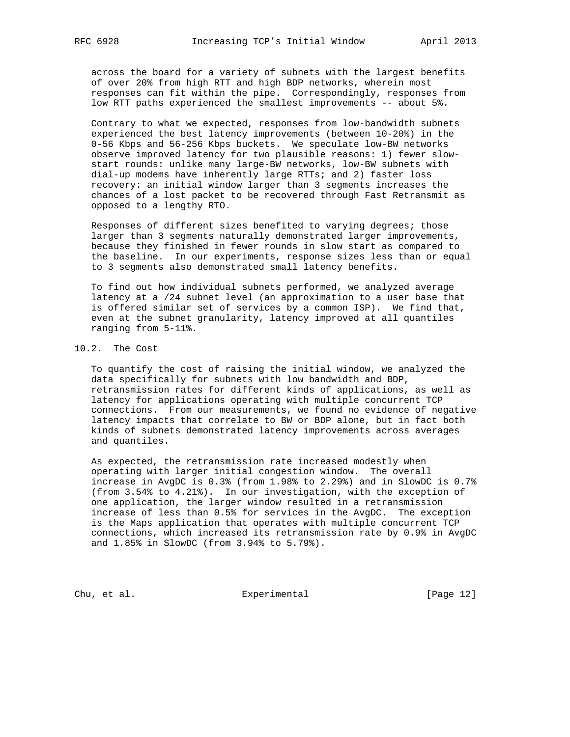across the board for a variety of subnets with the largest benefits of over 20% from high RTT and high BDP networks, wherein most responses can fit within the pipe. Correspondingly, responses from low RTT paths experienced the smallest improvements -- about 5%.

Contrary to what we expected, responses from low-bandwidth subnets experienced the best latency improvements (between 10-20%) in the 0-56 Kbps and 56-256 Kbps buckets. We speculate low-BW networks observe improved latency for two plausible reasons: 1) fewer slow-start rounds: unlike many large-BW networks, low-BW subnets with dial-up modems have inherently large RTTs; and 2) faster loss recovery: an initial window larger than 3 segments increases the chances of a lost packet to be recovered through Fast Retransmit as opposed to a lengthy RTO.

Responses of different sizes benefited to varying degrees; those larger than 3 segments naturally demonstrated larger improvements, because they finished in fewer rounds in slow start as compared to the baseline. In our experiments, response sizes less than or equal to 3 segments also demonstrated small latency benefits.

To find out how individual subnets performed, we analyzed average latency at a /24 subnet level (an approximation to a user base that is offered similar set of services by a common ISP). We find that, even at the subnet granularity, latency improved at all quantiles ranging from 5-11%.

## 10.2. The Cost

To quantify the cost of raising the initial window, we analyzed the data specifically for subnets with low bandwidth and BDP, retransmission rates for different kinds of applications, as well as latency for applications operating with multiple concurrent TCP connections. From our measurements, we found no evidence of negative latency impacts that correlate to BW or BDP alone, but in fact both kinds of subnets demonstrated latency improvements across averages and quantiles.

As expected, the retransmission rate increased modestly when operating with larger initial congestion window. The overall increase in AvgDC is 0.3% (from 1.98% to 2.29%) and in SlowDC is 0.7% (from 3.54% to 4.21%). In our investigation, with the exception of one application, the larger window resulted in a retransmission increase of less than 0.5% for services in the AvgDC. The exception is the Maps application that operates with multiple concurrent TCP connections, which increased its retransmission rate by 0.9% in AvgDC and 1.85% in SlowDC (from 3.94% to 5.79%).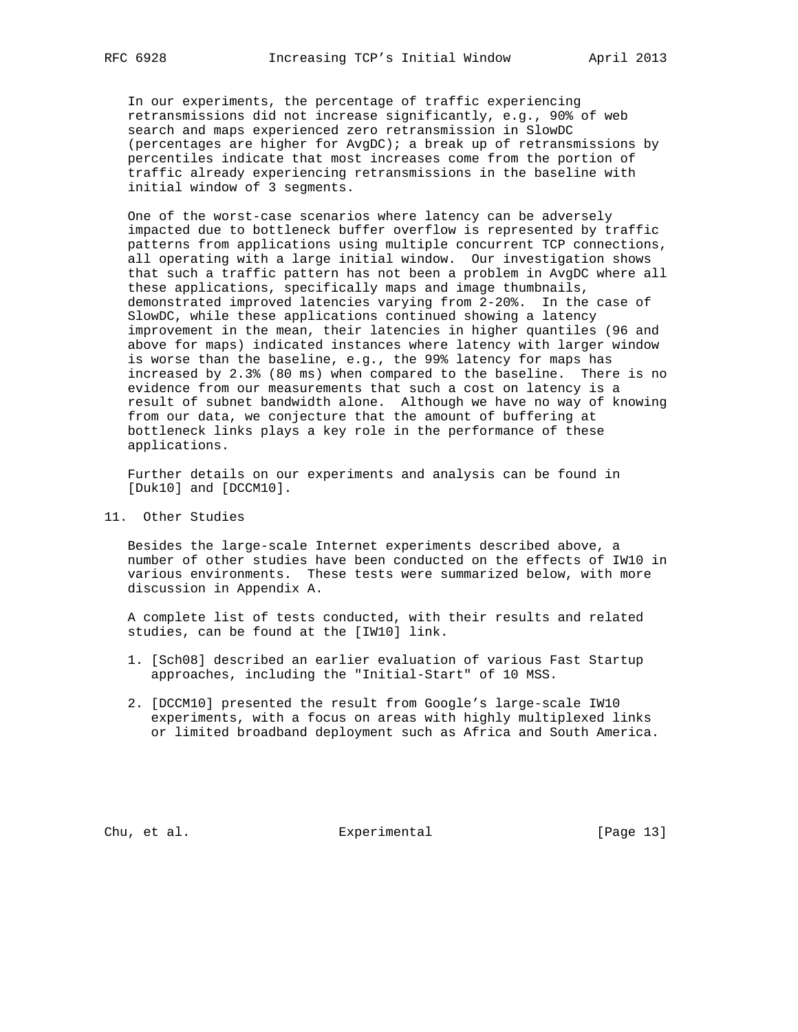In our experiments, the percentage of traffic experiencing retransmissions did not increase significantly, e.g., 90% of web search and maps experienced zero retransmission in SlowDC (percentages are higher for AvgDC); a break up of retransmissions by percentiles indicate that most increases come from the portion of traffic already experiencing retransmissions in the baseline with initial window of 3 segments.

One of the worst-case scenarios where latency can be adversely impacted due to bottleneck buffer overflow is represented by traffic patterns from applications using multiple concurrent TCP connections, all operating with a large initial window. Our investigation shows that such a traffic pattern has not been a problem in AvgDC where all these applications, specifically maps and image thumbnails, demonstrated improved latencies varying from 2-20%. In the case of SlowDC, while these applications continued showing a latency improvement in the mean, their latencies in higher quantiles (96 and above for maps) indicated instances where latency with larger window is worse than the baseline, e.g., the 99% latency for maps has increased by 2.3% (80 ms) when compared to the baseline. There is no evidence from our measurements that such a cost on latency is a result of subnet bandwidth alone. Although we have no way of knowing from our data, we conjecture that the amount of buffering at bottleneck links plays a key role in the performance of these applications.

Further details on our experiments and analysis can be found in [Duk10] and [DCCM10].

## 11. Other Studies

Besides the large-scale Internet experiments described above, a number of other studies have been conducted on the effects of IW10 in various environments. These tests were summarized below, with more discussion in Appendix A.

A complete list of tests conducted, with their results and related studies, can be found at the [IW10] link.

1. [Sch08] described an earlier evaluation of various Fast Startup approaches, including the "Initial-Start" of 10 MSS.

2. [DCCM10] presented the result from Google's large-scale IW10 experiments, with a focus on areas with highly multiplexed links or limited broadband deployment such as Africa and South America.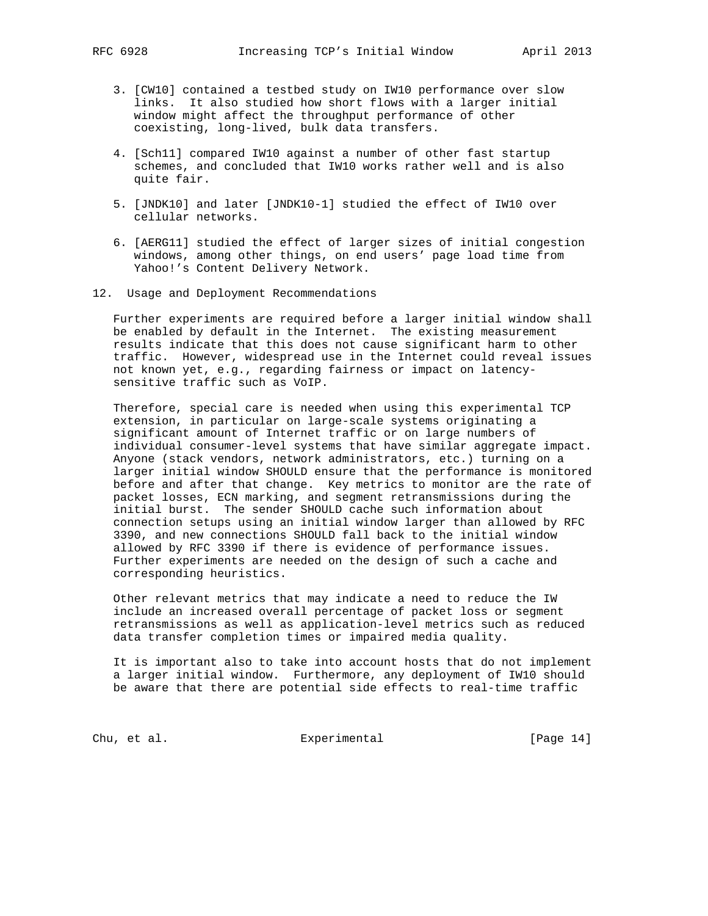3. [CW10] contained a testbed study on IW10 performance over slow links. It also studied how short flows with a larger initial window might affect the throughput performance of other coexisting, long-lived, bulk data transfers.

4. [Sch11] compared IW10 against a number of other fast startup schemes, and concluded that IW10 works rather well and is also quite fair.

5. [JNDK10] and later [JNDK10-1] studied the effect of IW10 over cellular networks.

6. [AERG11] studied the effect of larger sizes of initial congestion windows, among other things, on end users' page load time from Yahoo!'s Content Delivery Network.

## 12. Usage and Deployment Recommendations

Further experiments are required before a larger initial window shall be enabled by default in the Internet. The existing measurement results indicate that this does not cause significant harm to other traffic. However, widespread use in the Internet could reveal issues not known yet, e.g., regarding fairness or impact on latency-sensitive traffic such as VoIP.

Therefore, special care is needed when using this experimental TCP extension, in particular on large-scale systems originating a significant amount of Internet traffic or on large numbers of individual consumer-level systems that have similar aggregate impact. Anyone (stack vendors, network administrators, etc.) turning on a larger initial window SHOULD ensure that the performance is monitored before and after that change. Key metrics to monitor are the rate of packet losses, ECN marking, and segment retransmissions during the initial burst. The sender SHOULD cache such information about connection setups using an initial window larger than allowed by RFC 3390, and new connections SHOULD fall back to the initial window allowed by RFC 3390 if there is evidence of performance issues. Further experiments are needed on the design of such a cache and corresponding heuristics.

Other relevant metrics that may indicate a need to reduce the IW include an increased overall percentage of packet loss or segment retransmissions as well as application-level metrics such as reduced data transfer completion times or impaired media quality.

It is important also to take into account hosts that do not implement a larger initial window. Furthermore, any deployment of IW10 should be aware that there are potential side effects to real-time traffic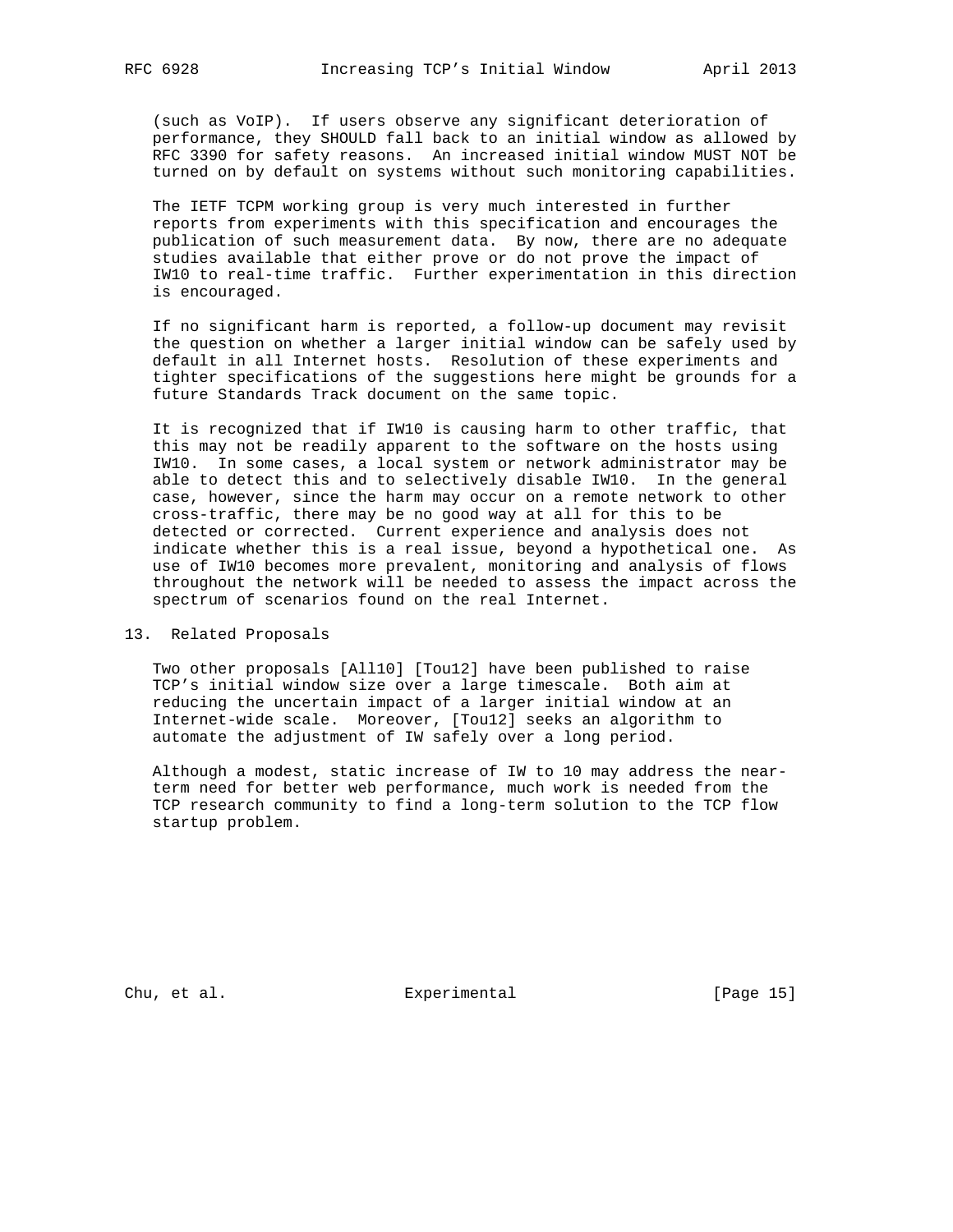(such as VoIP). If users observe any significant deterioration of performance, they SHOULD fall back to an initial window as allowed by RFC 3390 for safety reasons. An increased initial window MUST NOT be turned on by default on systems without such monitoring capabilities.

The IETF TCPM working group is very much interested in further reports from experiments with this specification and encourages the publication of such measurement data. By now, there are no adequate studies available that either prove or do not prove the impact of IW10 to real-time traffic. Further experimentation in this direction is encouraged.

If no significant harm is reported, a follow-up document may revisit the question on whether a larger initial window can be safely used by default in all Internet hosts. Resolution of these experiments and tighter specifications of the suggestions here might be grounds for a future Standards Track document on the same topic.

It is recognized that if IW10 is causing harm to other traffic, that this may not be readily apparent to the software on the hosts using IW10. In some cases, a local system or network administrator may be able to detect this and to selectively disable IW10. In the general case, however, since the harm may occur on a remote network to other cross-traffic, there may be no good way at all for this to be detected or corrected. Current experience and analysis does not indicate whether this is a real issue, beyond a hypothetical one. As use of IW10 becomes more prevalent, monitoring and analysis of flows throughout the network will be needed to assess the impact across the spectrum of scenarios found on the real Internet.

## 13. Related Proposals

Two other proposals [All10] [Tou12] have been published to raise TCP's initial window size over a large timescale. Both aim at reducing the uncertain impact of a larger initial window at an Internet-wide scale. Moreover, [Tou12] seeks an algorithm to automate the adjustment of IW safely over a long period.

Although a modest, static increase of IW to 10 may address the near-term need for better web performance, much work is needed from the TCP research community to find a long-term solution to the TCP flow startup problem.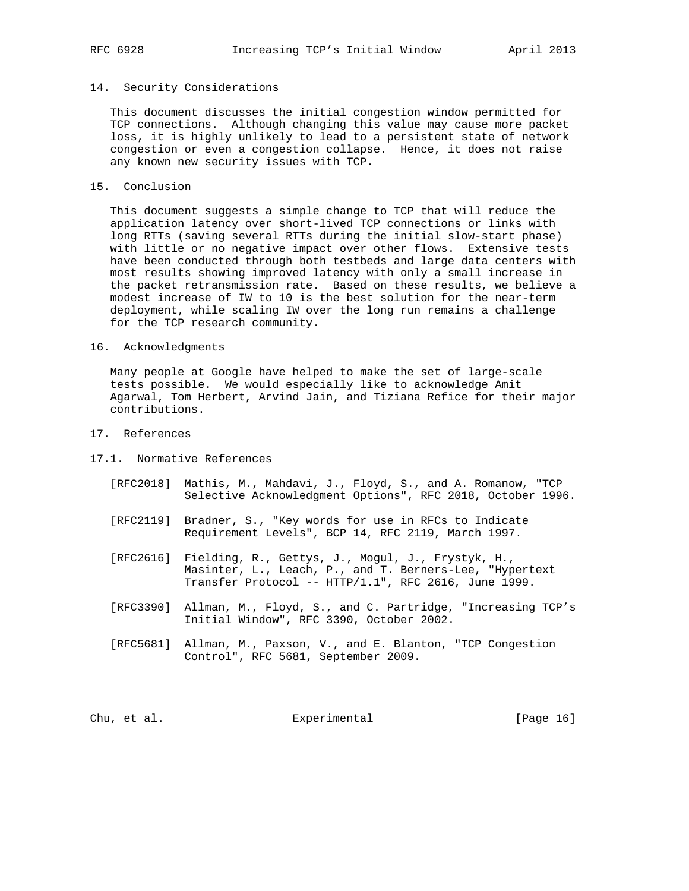## 14. Security Considerations

This document discusses the initial congestion window permitted for TCP connections. Although changing this value may cause more packet loss, it is highly unlikely to lead to a persistent state of network congestion or even a congestion collapse. Hence, it does not raise any known new security issues with TCP.

## 15. Conclusion

This document suggests a simple change to TCP that will reduce the application latency over short-lived TCP connections or links with long RTTs (saving several RTTs during the initial slow-start phase) with little or no negative impact over other flows. Extensive tests have been conducted through both testbeds and large data centers with most results showing improved latency with only a small increase in the packet retransmission rate. Based on these results, we believe a modest increase of IW to 10 is the best solution for the near-term deployment, while scaling IW over the long run remains a challenge for the TCP research community.

## 16. Acknowledgments

Many people at Google have helped to make the set of large-scale tests possible. We would especially like to acknowledge Amit Agarwal, Tom Herbert, Arvind Jain, and Tiziana Refice for their major contributions.

## 17. References

### 17.1. Normative References

[RFC2018] Mathis, M., Mahdavi, J., Floyd, S., and A. Romanow, "TCP Selective Acknowledgment Options", RFC 2018, October 1996.

[RFC2119] Bradner, S., "Key words for use in RFCs to Indicate Requirement Levels", BCP 14, RFC 2119, March 1997.

[RFC2616] Fielding, R., Gettys, J., Mogul, J., Frystyk, H., Masinter, L., Leach, P., and T. Berners-Lee, "Hypertext Transfer Protocol -- HTTP/1.1", RFC 2616, June 1999.

[RFC3390] Allman, M., Floyd, S., and C. Partridge, "Increasing TCP's Initial Window", RFC 3390, October 2002.

[RFC5681] Allman, M., Paxson, V., and E. Blanton, "TCP Congestion Control", RFC 5681, September 2009.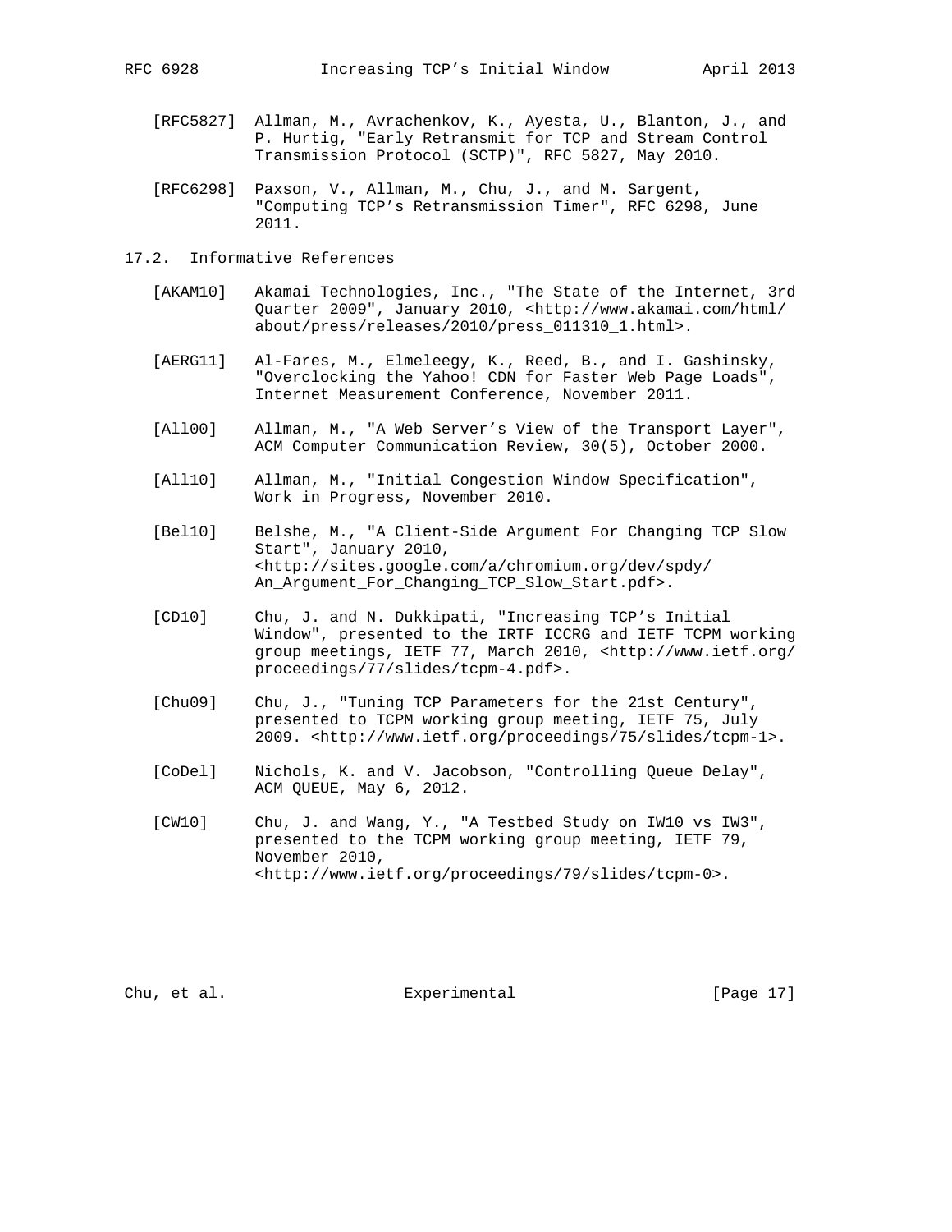[RFC5827] Allman, M., Avrachenkov, K., Ayesta, U., Blanton, J., and P. Hurtig, "Early Retransmit for TCP and Stream Control Transmission Protocol (SCTP)", RFC 5827, May 2010.

[RFC6298] Paxson, V., Allman, M., Chu, J., and M. Sargent, "Computing TCP's Retransmission Timer", RFC 6298, June 2011.

### 17.2. Informative References

[AKAM10] Akamai Technologies, Inc., "The State of the Internet, 3rd Quarter 2009", January 2010, <http://www.akamai.com/html/about/press/releases/2010/press_011310_1.html>.

[AERG11] Al-Fares, M., Elmeleegy, K., Reed, B., and I. Gashinsky, "Overclocking the Yahoo! CDN for Faster Web Page Loads", Internet Measurement Conference, November 2011.

[All00] Allman, M., "A Web Server's View of the Transport Layer", ACM Computer Communication Review, 30(5), October 2000.

[All10] Allman, M., "Initial Congestion Window Specification", Work in Progress, November 2010.

[Bel10] Belshe, M., "A Client-Side Argument For Changing TCP Slow Start", January 2010, <http://sites.google.com/a/chromium.org/dev/spdy/An_Argument_For_Changing_TCP_Slow_Start.pdf>.

[CD10] Chu, J. and N. Dukkipati, "Increasing TCP's Initial Window", presented to the IRTF ICCRG and IETF TCPM working group meetings, IETF 77, March 2010, <http://www.ietf.org/proceedings/77/slides/tcpm-4.pdf>.

[Chu09] Chu, J., "Tuning TCP Parameters for the 21st Century", presented to TCPM working group meeting, IETF 75, July 2009. <http://www.ietf.org/proceedings/75/slides/tcpm-1>.

[CoDel] Nichols, K. and V. Jacobson, "Controlling Queue Delay", ACM QUEUE, May 6, 2012.

[CW10] Chu, J. and Wang, Y., "A Testbed Study on IW10 vs IW3", presented to the TCPM working group meeting, IETF 79, November 2010, <http://www.ietf.org/proceedings/79/slides/tcpm-0>.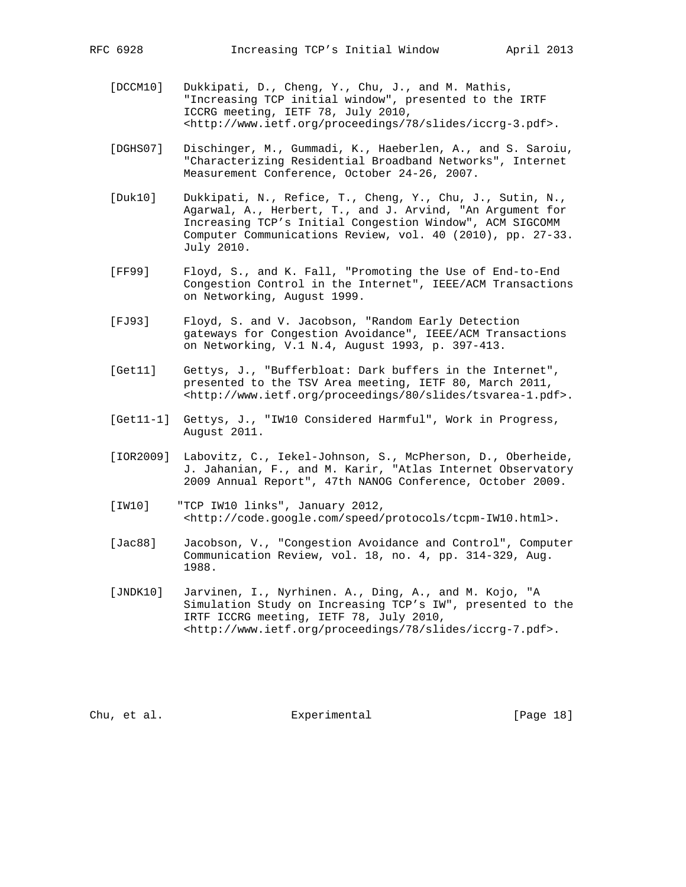[DCCM10] Dukkipati, D., Cheng, Y., Chu, J., and M. Mathis, "Increasing TCP initial window", presented to the IRTF ICCRG meeting, IETF 78, July 2010, <http://www.ietf.org/proceedings/78/slides/iccrg-3.pdf>.

[DGHS07] Dischinger, M., Gummadi, K., Haeberlen, A., and S. Saroiu, "Characterizing Residential Broadband Networks", Internet Measurement Conference, October 24-26, 2007.

[Duk10] Dukkipati, N., Refice, T., Cheng, Y., Chu, J., Sutin, N., Agarwal, A., Herbert, T., and J. Arvind, "An Argument for Increasing TCP's Initial Congestion Window", ACM SIGCOMM Computer Communications Review, vol. 40 (2010), pp. 27-33. July 2010.

[FF99] Floyd, S., and K. Fall, "Promoting the Use of End-to-End Congestion Control in the Internet", IEEE/ACM Transactions on Networking, August 1999.

[FJ93] Floyd, S. and V. Jacobson, "Random Early Detection gateways for Congestion Avoidance", IEEE/ACM Transactions on Networking, V.1 N.4, August 1993, p. 397-413.

[Get11] Gettys, J., "Bufferbloat: Dark buffers in the Internet", presented to the TSV Area meeting, IETF 80, March 2011, <http://www.ietf.org/proceedings/80/slides/tsvarea-1.pdf>.

[Get11-1] Gettys, J., "IW10 Considered Harmful", Work in Progress, August 2011.

[IOR2009] Labovitz, C., Iekel-Johnson, S., McPherson, D., Oberheide, J. Jahanian, F., and M. Karir, "Atlas Internet Observatory 2009 Annual Report", 47th NANOG Conference, October 2009.

[IW10] "TCP IW10 links", January 2012, <http://code.google.com/speed/protocols/tcpm-IW10.html>.

[Jac88] Jacobson, V., "Congestion Avoidance and Control", Computer Communication Review, vol. 18, no. 4, pp. 314-329, Aug. 1988.

[JNDK10] Jarvinen, I., Nyrhinen. A., Ding, A., and M. Kojo, "A Simulation Study on Increasing TCP's IW", presented to the IRTF ICCRG meeting, IETF 78, July 2010, <http://www.ietf.org/proceedings/78/slides/iccrg-7.pdf>.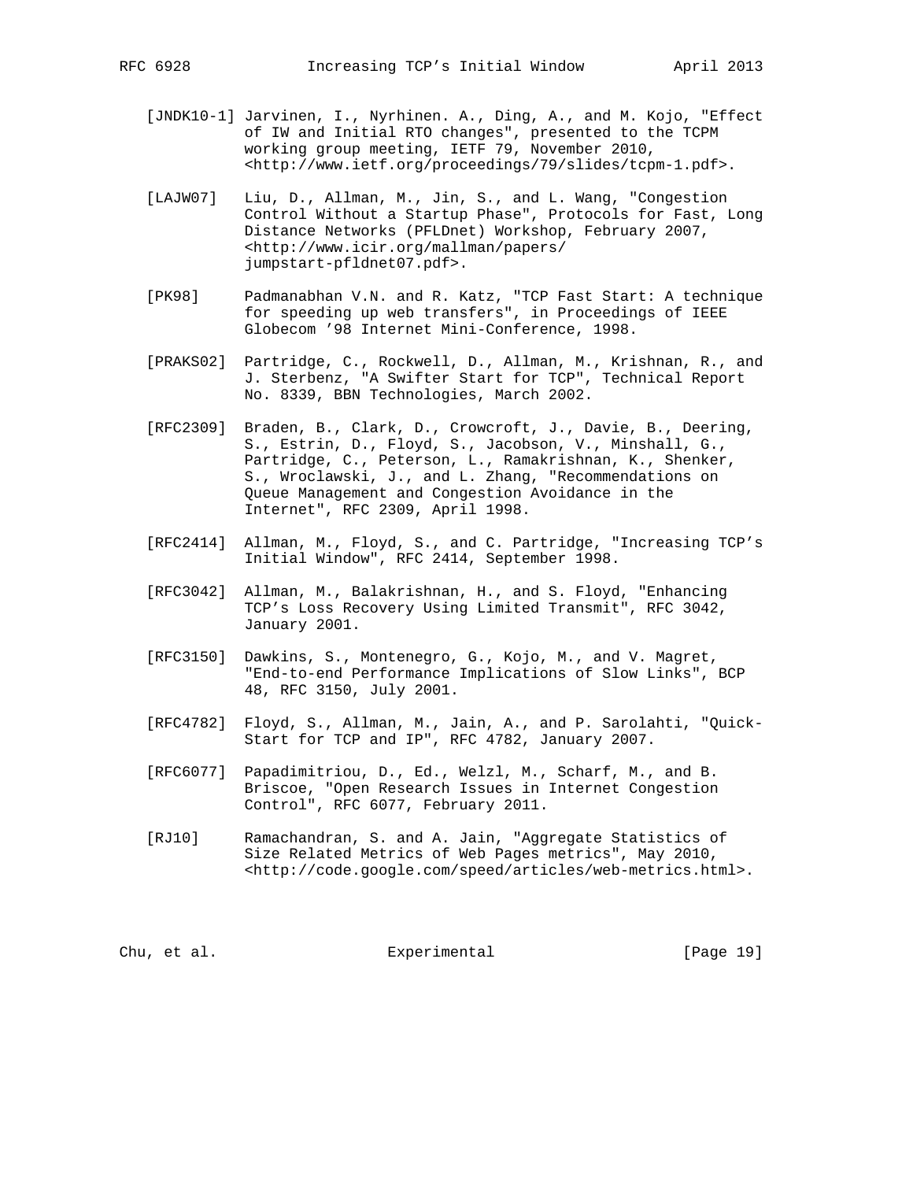[JNDK10-1] Jarvinen, I., Nyrhinen. A., Ding, A., and M. Kojo, "Effect of IW and Initial RTO changes", presented to the TCPM working group meeting, IETF 79, November 2010, <http://www.ietf.org/proceedings/79/slides/tcpm-1.pdf>.

[LAJW07] Liu, D., Allman, M., Jin, S., and L. Wang, "Congestion Control Without a Startup Phase", Protocols for Fast, Long Distance Networks (PFLDnet) Workshop, February 2007, <http://www.icir.org/mallman/papers/jumpstart-pfldnet07.pdf>.

[PK98] Padmanabhan V.N. and R. Katz, "TCP Fast Start: A technique for speeding up web transfers", in Proceedings of IEEE Globecom '98 Internet Mini-Conference, 1998.

[PRAKS02] Partridge, C., Rockwell, D., Allman, M., Krishnan, R., and J. Sterbenz, "A Swifter Start for TCP", Technical Report No. 8339, BBN Technologies, March 2002.

[RFC2309] Braden, B., Clark, D., Crowcroft, J., Davie, B., Deering, S., Estrin, D., Floyd, S., Jacobson, V., Minshall, G., Partridge, C., Peterson, L., Ramakrishnan, K., Shenker, S., Wroclawski, J., and L. Zhang, "Recommendations on Queue Management and Congestion Avoidance in the Internet", RFC 2309, April 1998.

[RFC2414] Allman, M., Floyd, S., and C. Partridge, "Increasing TCP's Initial Window", RFC 2414, September 1998.

[RFC3042] Allman, M., Balakrishnan, H., and S. Floyd, "Enhancing TCP's Loss Recovery Using Limited Transmit", RFC 3042, January 2001.

[RFC3150] Dawkins, S., Montenegro, G., Kojo, M., and V. Magret, "End-to-end Performance Implications of Slow Links", BCP 48, RFC 3150, July 2001.

[RFC4782] Floyd, S., Allman, M., Jain, A., and P. Sarolahti, "Quick-Start for TCP and IP", RFC 4782, January 2007.

[RFC6077] Papadimitriou, D., Ed., Welzl, M., Scharf, M., and B. Briscoe, "Open Research Issues in Internet Congestion Control", RFC 6077, February 2011.

[RJ10] Ramachandran, S. and A. Jain, "Aggregate Statistics of Size Related Metrics of Web Pages metrics", May 2010, <http://code.google.com/speed/articles/web-metrics.html>.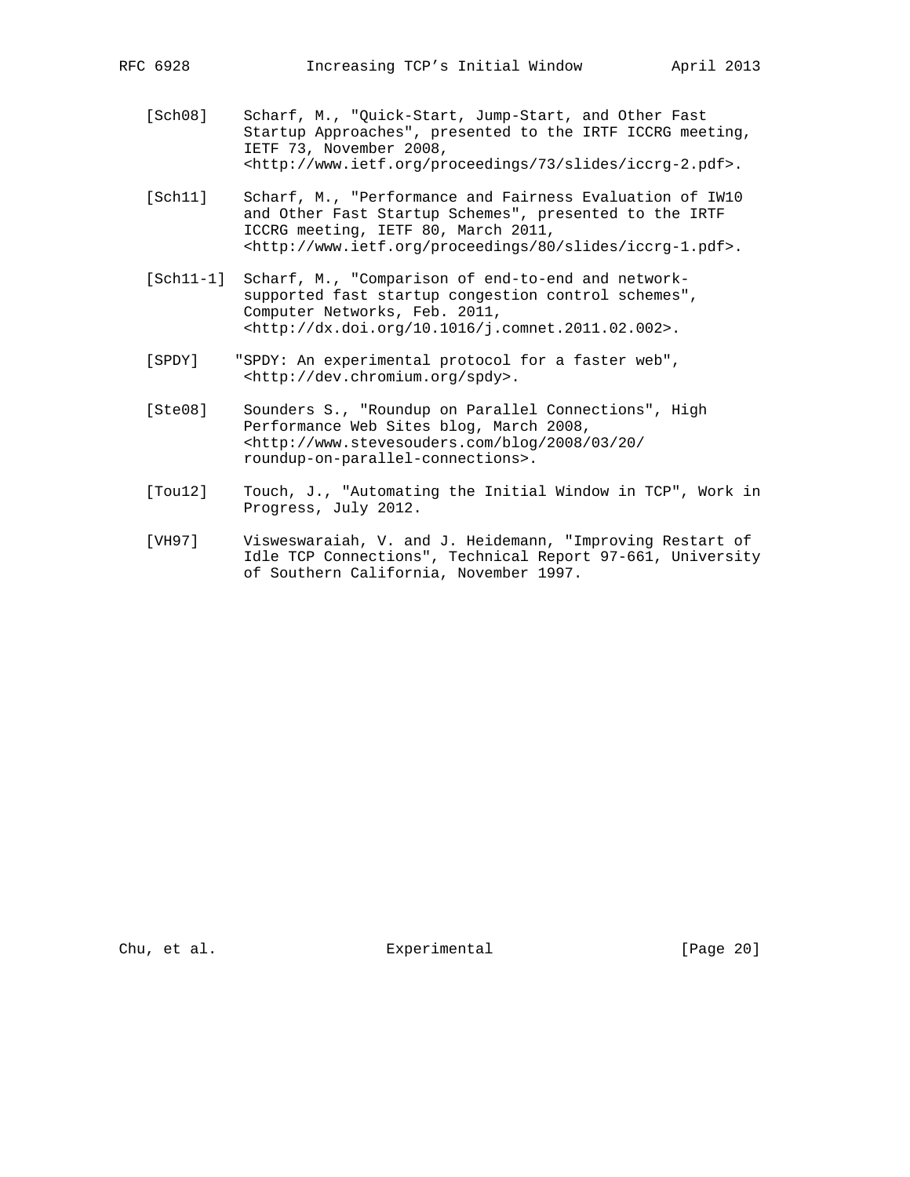[Sch08] Scharf, M., "Quick-Start, Jump-Start, and Other Fast Startup Approaches", presented to the IRTF ICCRG meeting, IETF 73, November 2008, <http://www.ietf.org/proceedings/73/slides/iccrg-2.pdf>.

[Sch11] Scharf, M., "Performance and Fairness Evaluation of IW10 and Other Fast Startup Schemes", presented to the IRTF ICCRG meeting, IETF 80, March 2011, <http://www.ietf.org/proceedings/80/slides/iccrg-1.pdf>.

[Sch11-1] Scharf, M., "Comparison of end-to-end and network-supported fast startup congestion control schemes", Computer Networks, Feb. 2011, <http://dx.doi.org/10.1016/j.comnet.2011.02.002>.

[SPDY] "SPDY: An experimental protocol for a faster web", <http://dev.chromium.org/spdy>.

[Ste08] Sounders S., "Roundup on Parallel Connections", High Performance Web Sites blog, March 2008, <http://www.stevesouders.com/blog/2008/03/20/roundup-on-parallel-connections>.

[Tou12] Touch, J., "Automating the Initial Window in TCP", Work in Progress, July 2012.

[VH97] Visweswaraiah, V. and J. Heidemann, "Improving Restart of Idle TCP Connections", Technical Report 97-661, University of Southern California, November 1997.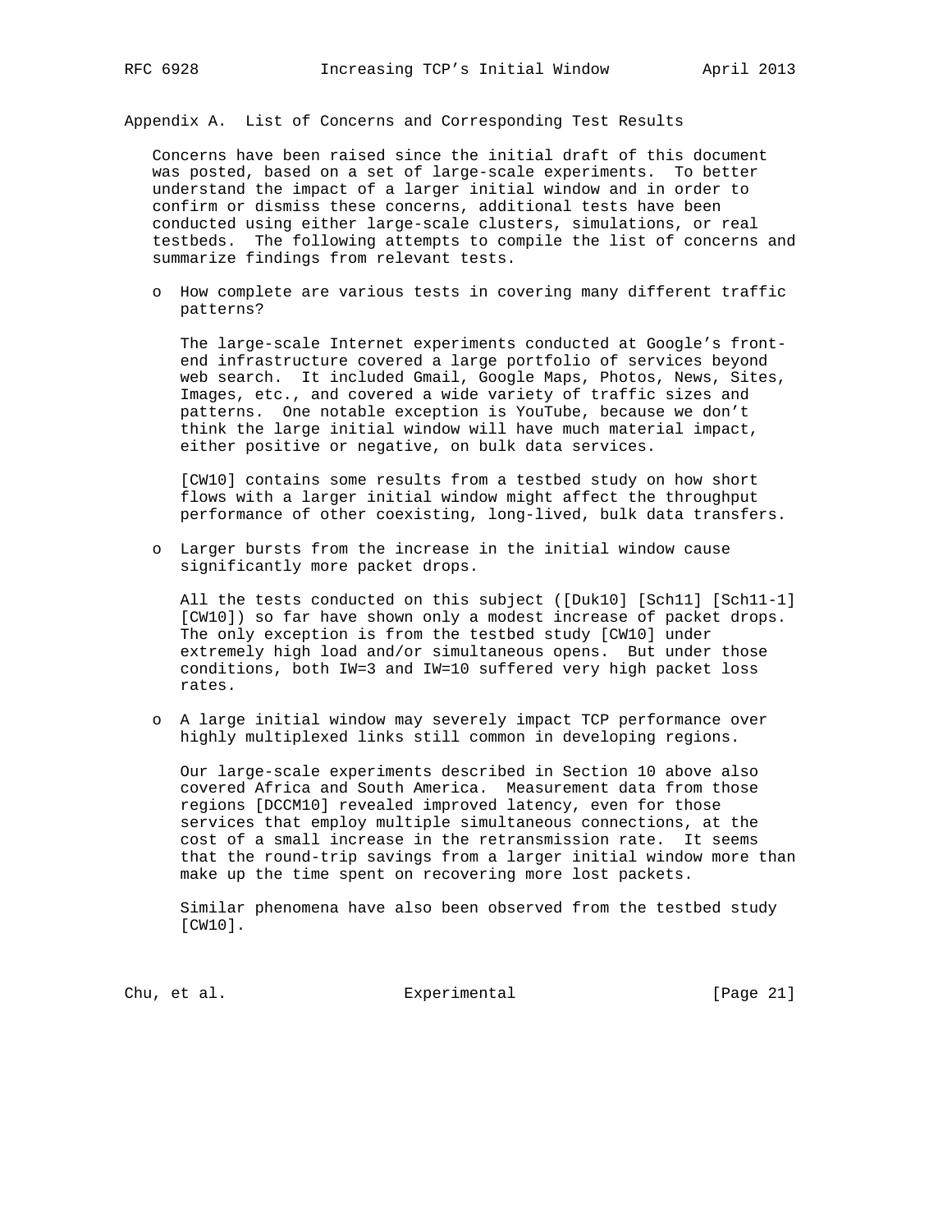## Appendix A. List of Concerns and Corresponding Test Results

Concerns have been raised since the initial draft of this document was posted, based on a set of large-scale experiments. To better understand the impact of a larger initial window and in order to confirm or dismiss these concerns, additional tests have been conducted using either large-scale clusters, simulations, or real testbeds. The following attempts to compile the list of concerns and summarize findings from relevant tests.

- How complete are various tests in covering many different traffic patterns?

  The large-scale Internet experiments conducted at Google's front-end infrastructure covered a large portfolio of services beyond web search. It included Gmail, Google Maps, Photos, News, Sites, Images, etc., and covered a wide variety of traffic sizes and patterns. One notable exception is YouTube, because we don't think the large initial window will have much material impact, either positive or negative, on bulk data services.

  [CW10] contains some results from a testbed study on how short flows with a larger initial window might affect the throughput performance of other coexisting, long-lived, bulk data transfers.

- Larger bursts from the increase in the initial window cause significantly more packet drops.

  All the tests conducted on this subject ([Duk10] [Sch11] [Sch11-1] [CW10]) so far have shown only a modest increase of packet drops. The only exception is from the testbed study [CW10] under extremely high load and/or simultaneous opens. But under those conditions, both IW=3 and IW=10 suffered very high packet loss rates.

- A large initial window may severely impact TCP performance over highly multiplexed links still common in developing regions.

  Our large-scale experiments described in Section 10 above also covered Africa and South America. Measurement data from those regions [DCCM10] revealed improved latency, even for those services that employ multiple simultaneous connections, at the cost of a small increase in the retransmission rate. It seems that the round-trip savings from a larger initial window more than make up the time spent on recovering more lost packets.

  Similar phenomena have also been observed from the testbed study [CW10].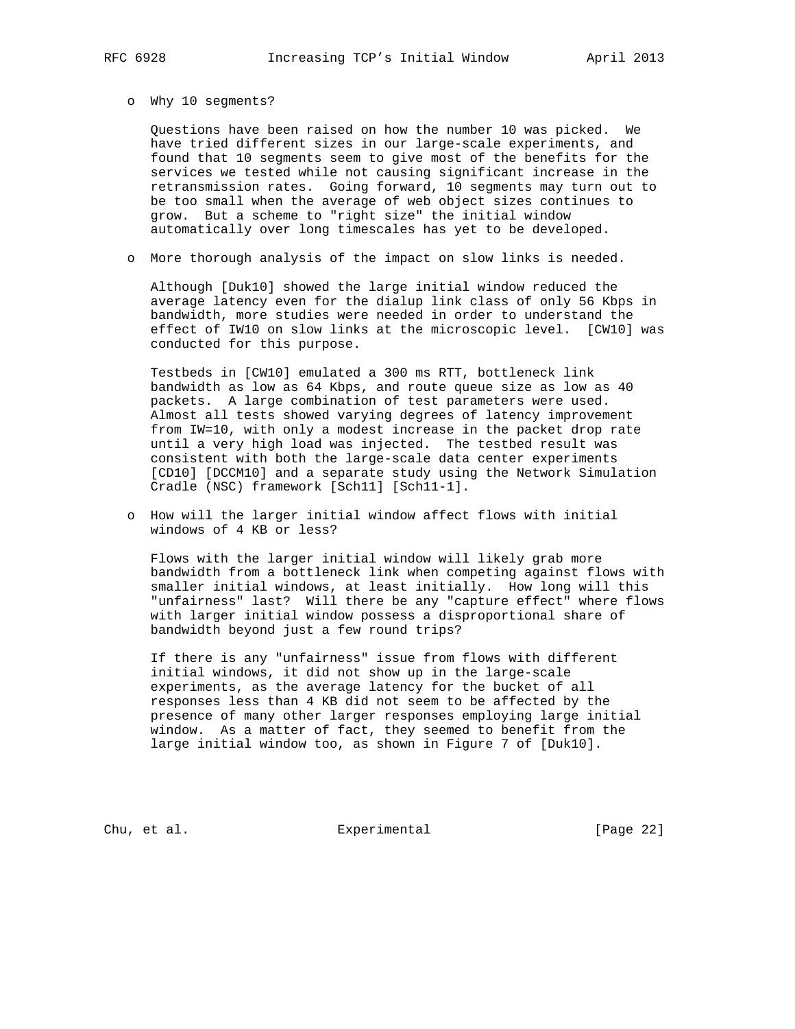- Why 10 segments?

  Questions have been raised on how the number 10 was picked. We have tried different sizes in our large-scale experiments, and found that 10 segments seem to give most of the benefits for the services we tested while not causing significant increase in the retransmission rates. Going forward, 10 segments may turn out to be too small when the average of web object sizes continues to grow. But a scheme to "right size" the initial window automatically over long timescales has yet to be developed.

- More thorough analysis of the impact on slow links is needed.

  Although [Duk10] showed the large initial window reduced the average latency even for the dialup link class of only 56 Kbps in bandwidth, more studies were needed in order to understand the effect of IW10 on slow links at the microscopic level. [CW10] was conducted for this purpose.

  Testbeds in [CW10] emulated a 300 ms RTT, bottleneck link bandwidth as low as 64 Kbps, and route queue size as low as 40 packets. A large combination of test parameters were used. Almost all tests showed varying degrees of latency improvement from IW=10, with only a modest increase in the packet drop rate until a very high load was injected. The testbed result was consistent with both the large-scale data center experiments [CD10] [DCCM10] and a separate study using the Network Simulation Cradle (NSC) framework [Sch11] [Sch11-1].

- How will the larger initial window affect flows with initial windows of 4 KB or less?

  Flows with the larger initial window will likely grab more bandwidth from a bottleneck link when competing against flows with smaller initial windows, at least initially. How long will this "unfairness" last? Will there be any "capture effect" where flows with larger initial window possess a disproportional share of bandwidth beyond just a few round trips?

  If there is any "unfairness" issue from flows with different initial windows, it did not show up in the large-scale experiments, as the average latency for the bucket of all responses less than 4 KB did not seem to be affected by the presence of many other larger responses employing large initial window. As a matter of fact, they seemed to benefit from the large initial window too, as shown in Figure 7 of [Duk10].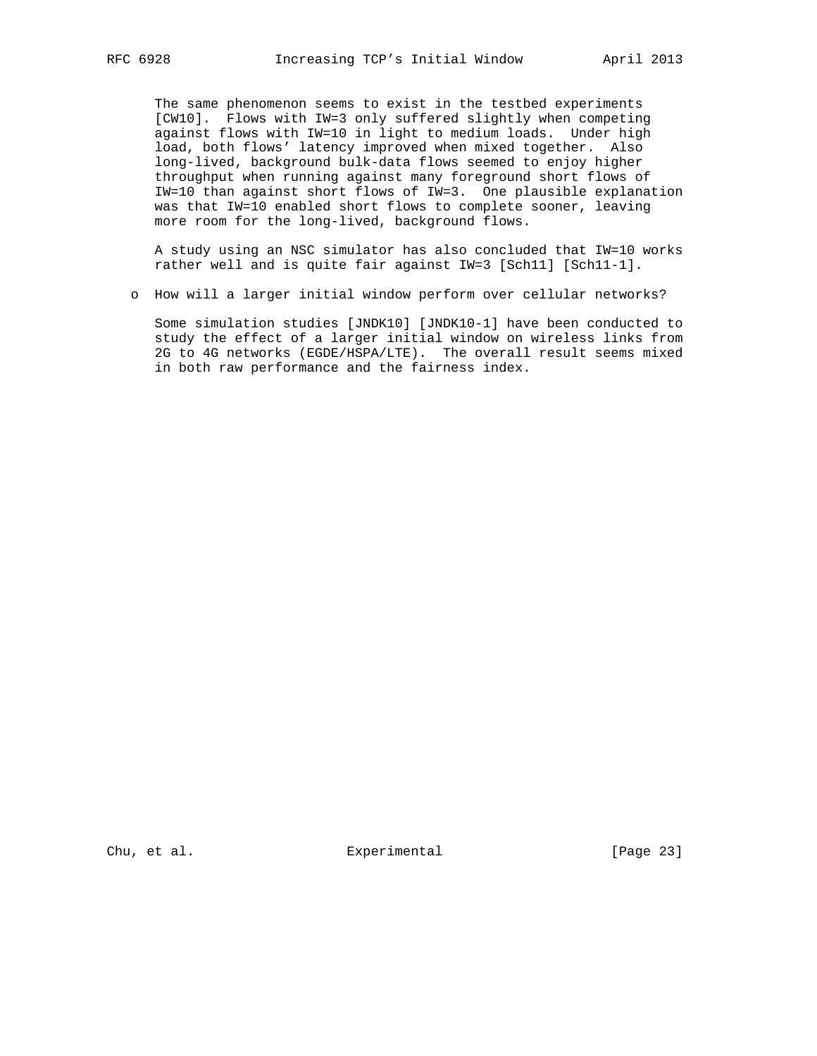The same phenomenon seems to exist in the testbed experiments [CW10]. Flows with IW=3 only suffered slightly when competing against flows with IW=10 in light to medium loads. Under high load, both flows' latency improved when mixed together. Also long-lived, background bulk-data flows seemed to enjoy higher throughput when running against many foreground short flows of IW=10 than against short flows of IW=3. One plausible explanation was that IW=10 enabled short flows to complete sooner, leaving more room for the long-lived, background flows.

A study using an NSC simulator has also concluded that IW=10 works rather well and is quite fair against IW=3 [Sch11] [Sch11-1].

- How will a larger initial window perform over cellular networks?

  Some simulation studies [JNDK10] [JNDK10-1] have been conducted to study the effect of a larger initial window on wireless links from 2G to 4G networks (EGDE/HSPA/LTE). The overall result seems mixed in both raw performance and the fairness index.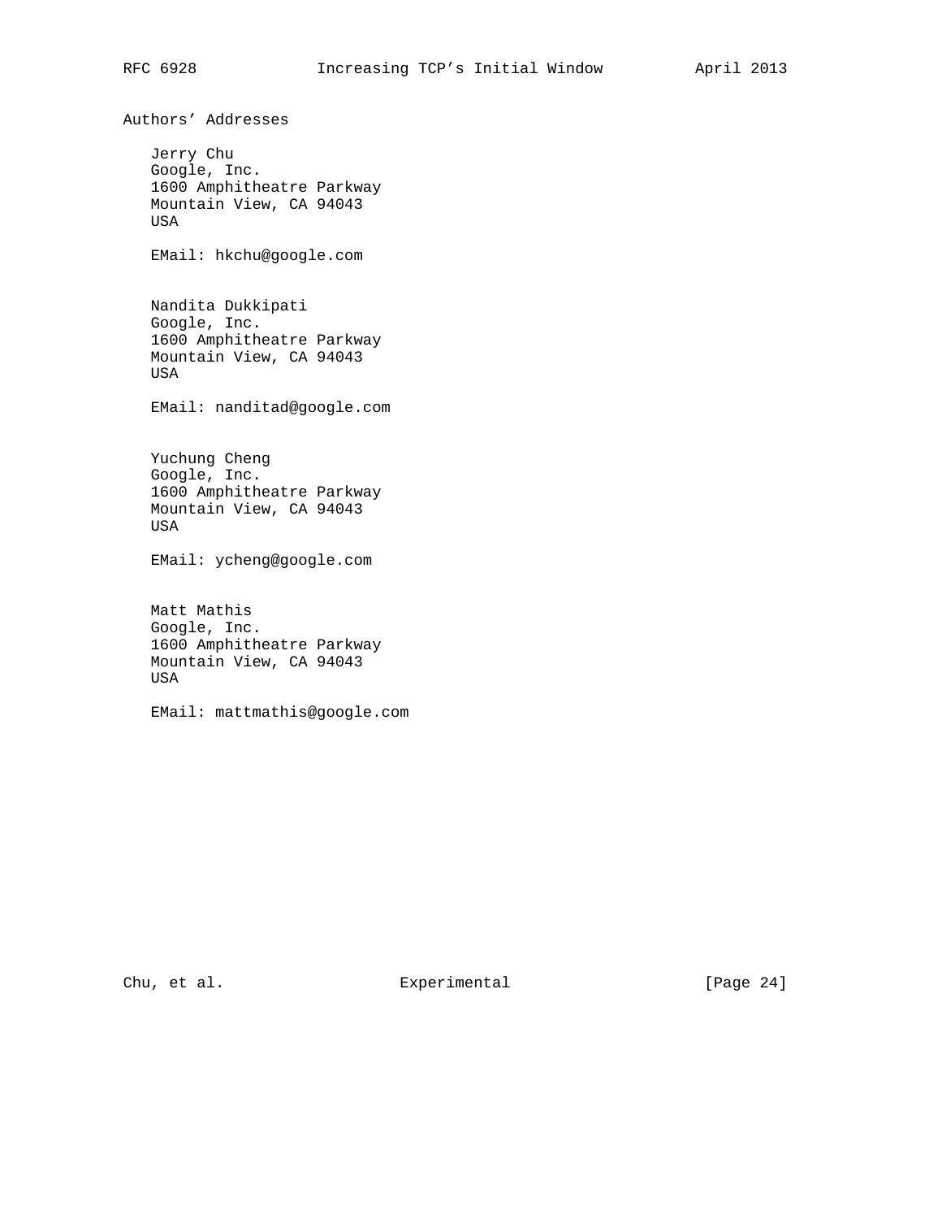## Authors' Addresses

Jerry Chu
Google, Inc.
1600 Amphitheatre Parkway
Mountain View, CA 94043
USA

EMail: hkchu@google.com

Nandita Dukkipati
Google, Inc.
1600 Amphitheatre Parkway
Mountain View, CA 94043
USA

EMail: nanditad@google.com

Yuchung Cheng
Google, Inc.
1600 Amphitheatre Parkway
Mountain View, CA 94043
USA

EMail: ycheng@google.com

Matt Mathis
Google, Inc.
1600 Amphitheatre Parkway
Mountain View, CA 94043
USA

EMail: mattmathis@google.com